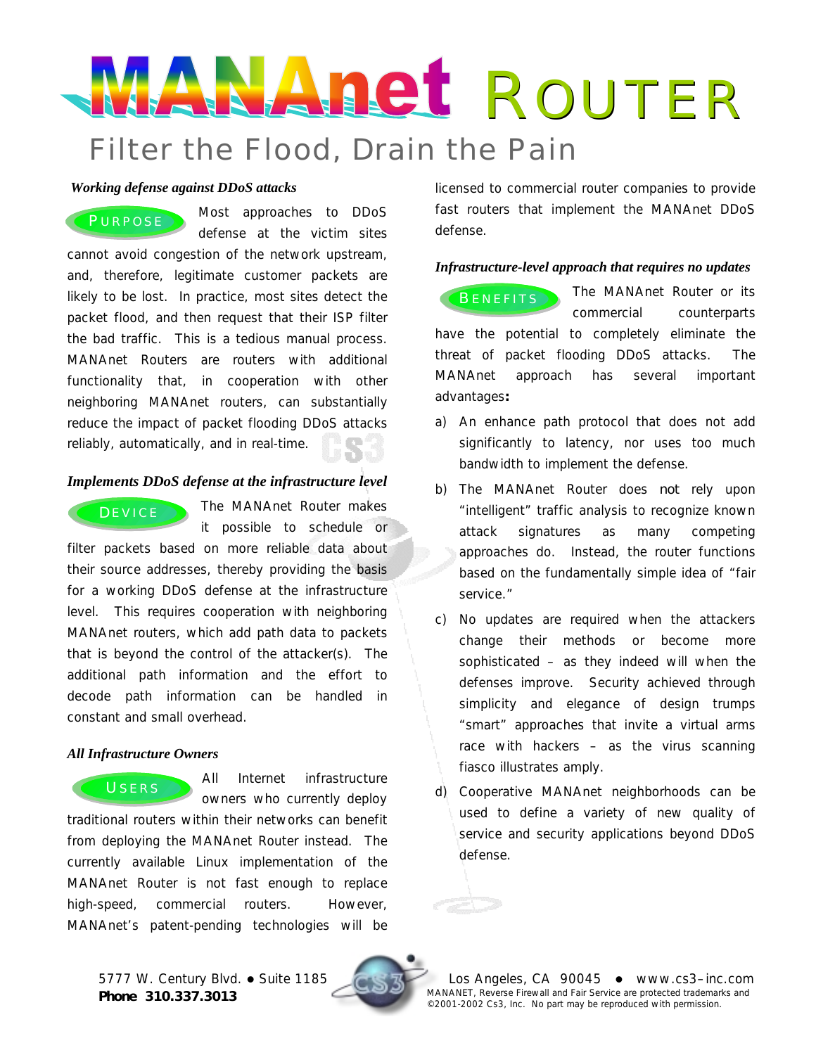# MANAnet ROUTER

## Filter the Flood, Drain the Pain

### *Working defense against DDoS attacks*

**PURPOSE**

Most approaches to DDoS defense at the victim sites cannot avoid congestion of the network upstream, and, therefore, legitimate customer packets are likely to be lost. In practice, most sites detect the packet flood, and then request that their ISP filter the bad traffic. This is a tedious manual process. MANAnet Routers are routers with additional functionality that, in cooperation with other neighboring MANAnet routers, can substantially reduce the impact of packet flooding DDoS attacks reliably, automatically, and in real-time.

### *Implements DDoS defense at the infrastructure level*

**DEVICE**

The MANAnet Router makes it possible to schedule or filter packets based on more reliable data about their source addresses, thereby providing the basis for a working DDoS defense at the infrastructure level. This requires cooperation with neighboring MANAnet routers, which add path data to packets that is beyond the control of the attacker(s). The additional path information and the effort to decode path information can be handled in constant and small overhead.

### *All Infrastructure Owners*

**USERS**

All Internet infrastructure owners who currently deploy traditional routers within their networks can benefit from deploying the MANAnet Router instead. The currently available Linux implementation of the MANAnet Router is not fast enough to replace high-speed, commercial routers. However, MANAnet's patent-pending technologies will be licensed to commercial router companies to provide fast routers that implement the MANAnet DDoS defense.

### *Infrastructure-level approach that requires no updates*

**BENEFITS**

The MANAnet Router or its commercial counterparts have the potential to completely eliminate the threat of packet flooding DDoS attacks. The MANAnet approach has several important advantages**:**

a) An enhance path protocol that does not add significantly to latency, nor uses too much bandwidth to implement the defense.

b) The MANAnet Router does not rely upon "intelligent" traffic analysis to recognize known attack signatures as many competing approaches do. Instead, the router functions based on the fundamentally simple idea of "fair service."

c) No updates are required when the attackers change their methods or become more sophisticated – as they indeed will when the defenses improve. Security achieved through simplicity and elegance of design trumps "smart" approaches that invite a virtual arms race with hackers – as the virus scanning fiasco illustrates amply.

d) Cooperative MANAnet neighborhoods can be used to define a variety of new quality of service and security applications beyond DDoS defense.

5777 W. Century Blvd. ● Suite 1185 Los Angeles, CA 90045 ● www.cs3–inc.com

**Phone 310.337.3013**

MANANET, Reverse Firewall and Fair Service are protected trademarks and ©2001-2002 Cs3, Inc. No part may be reproduced with permission.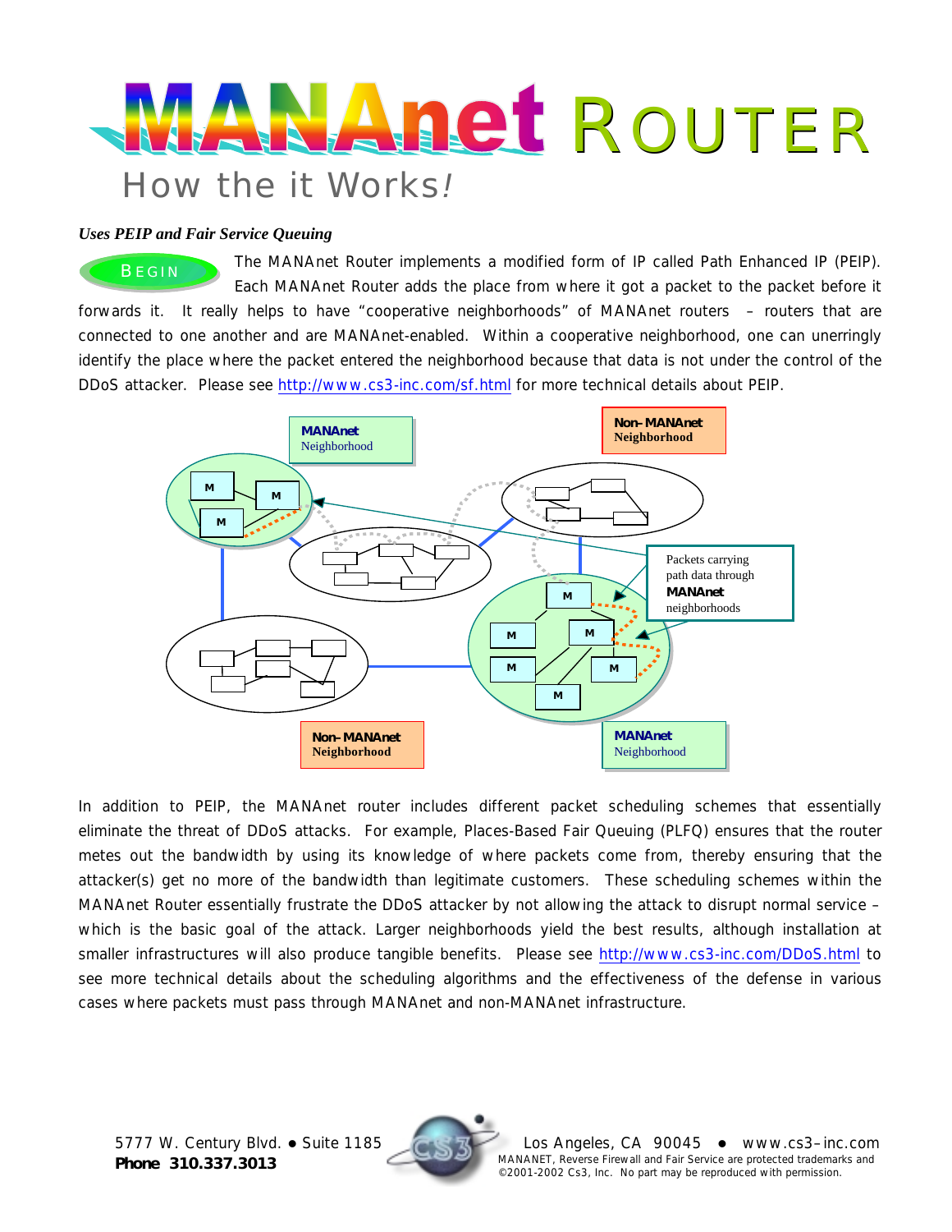# MANAnet ROUTER

## How the it Works!

***Uses PEIP and Fair Service Queuing***

BEGIN The MANAnet Router implements a modified form of IP called Path Enhanced IP (PEIP). Each MANAnet Router adds the place from where it got a packet to the packet before it forwards it. It really helps to have "cooperative neighborhoods" of MANAnet routers – routers that are connected to one another and are MANAnet-enabled. Within a cooperative neighborhood, one can unerringly identify the place where the packet entered the neighborhood because that data is not under the control of the DDoS attacker. Please see http://www.cs3-inc.com/sf.html for more technical details about PEIP.

**MANAnet** Neighborhood

**Non-MANAnet** Neighborhood

Packets carrying path data through **MANAnet** neighborhoods

**Non-MANAnet** Neighborhood

**MANAnet** Neighborhood

In addition to PEIP, the MANAnet router includes different packet scheduling schemes that essentially eliminate the threat of DDoS attacks. For example, Places-Based Fair Queuing (PLFQ) ensures that the router metes out the bandwidth by using its knowledge of where packets come from, thereby ensuring that the attacker(s) get no more of the bandwidth than legitimate customers. These scheduling schemes within the MANAnet Router essentially frustrate the DDoS attacker by not allowing the attack to disrupt normal service – which is the basic goal of the attack. Larger neighborhoods yield the best results, although installation at smaller infrastructures will also produce tangible benefits. Please see http://www.cs3-inc.com/DDoS.html to see more technical details about the scheduling algorithms and the effectiveness of the defense in various cases where packets must pass through MANAnet and non-MANAnet infrastructure.

5777 W. Century Blvd. ● Suite 1185 Los Angeles, CA 90045 ● www.cs3–inc.com
**Phone 310.337.3013**
MANANET, Reverse Firewall and Fair Service are protected trademarks and ©2001-2002 Cs3, Inc. No part may be reproduced with permission.